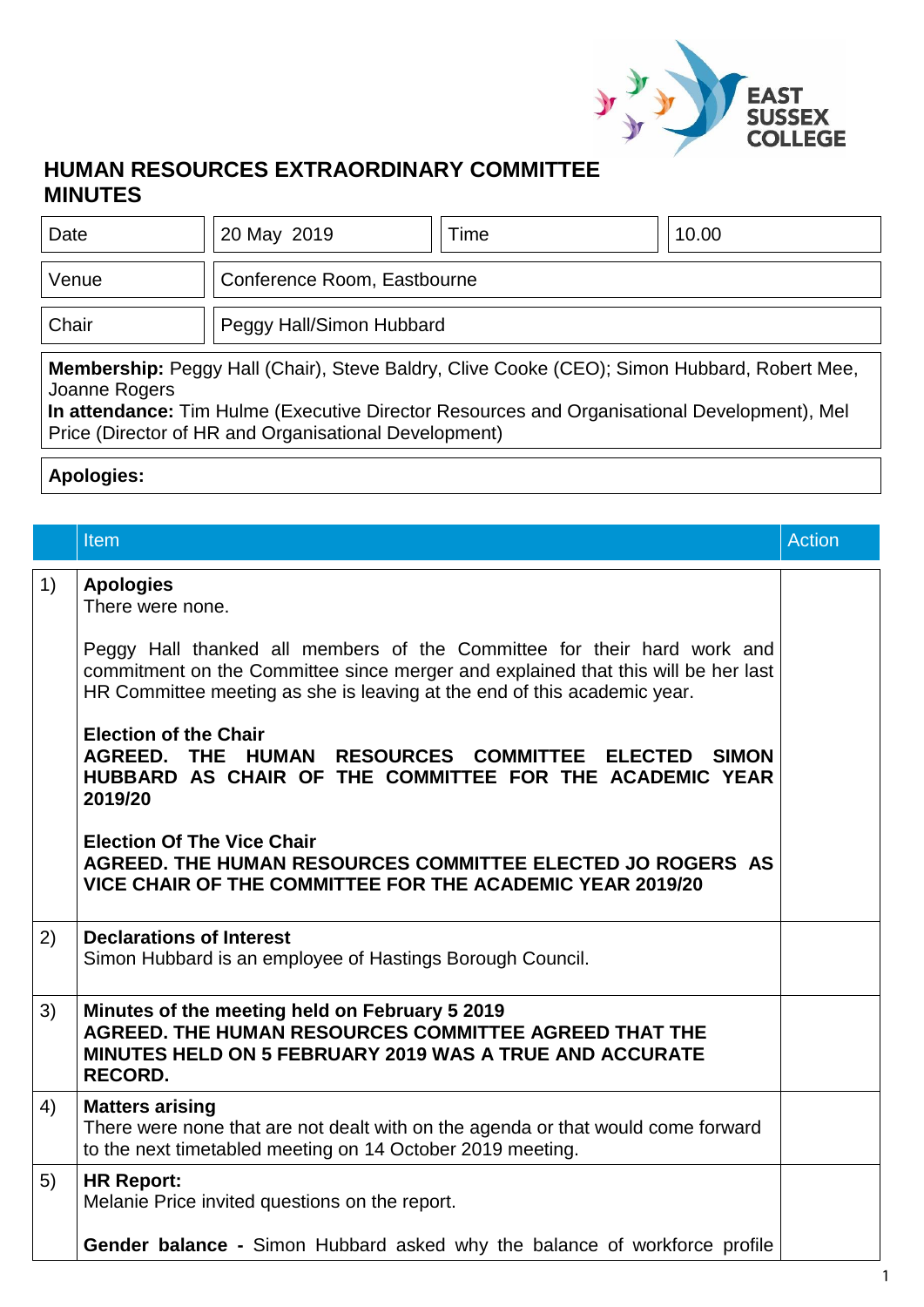# HUMAN RESOURCES EXTRAORDINARY COMMITTEE MINUTES

| Date | 20 May 2019 | Time | 10.00 |
|---|---|---|---|
| Venue | Conference Room, Eastbourne | | |
| Chair | Peggy Hall/Simon Hubbard | | |

**Membership:** Peggy Hall (Chair), Steve Baldry, Clive Cooke (CEO); Simon Hubbard, Robert Mee, Joanne Rogers
**In attendance:** Tim Hulme (Executive Director Resources and Organisational Development), Mel Price (Director of HR and Organisational Development)

**Apologies:**

| | Item | Action |
|---|---|---|
| 1) | **Apologies**<br>There were none.<br><br>Peggy Hall thanked all members of the Committee for their hard work and commitment on the Committee since merger and explained that this will be her last HR Committee meeting as she is leaving at the end of this academic year.<br><br>**Election of the Chair**<br>**AGREED. THE HUMAN RESOURCES COMMITTEE ELECTED SIMON HUBBARD AS CHAIR OF THE COMMITTEE FOR THE ACADEMIC YEAR 2019/20**<br><br>**Election Of The Vice Chair**<br>**AGREED. THE HUMAN RESOURCES COMMITTEE ELECTED JO ROGERS AS VICE CHAIR OF THE COMMITTEE FOR THE ACADEMIC YEAR 2019/20** | |
| 2) | **Declarations of Interest**<br>Simon Hubbard is an employee of Hastings Borough Council. | |
| 3) | **Minutes of the meeting held on February 5 2019**<br>**AGREED. THE HUMAN RESOURCES COMMITTEE AGREED THAT THE MINUTES HELD ON 5 FEBRUARY 2019 WAS A TRUE AND ACCURATE RECORD.** | |
| 4) | **Matters arising**<br>There were none that are not dealt with on the agenda or that would come forward to the next timetabled meeting on 14 October 2019 meeting. | |
| 5) | **HR Report:**<br>Melanie Price invited questions on the report.<br><br>**Gender balance -** Simon Hubbard asked why the balance of workforce profile | |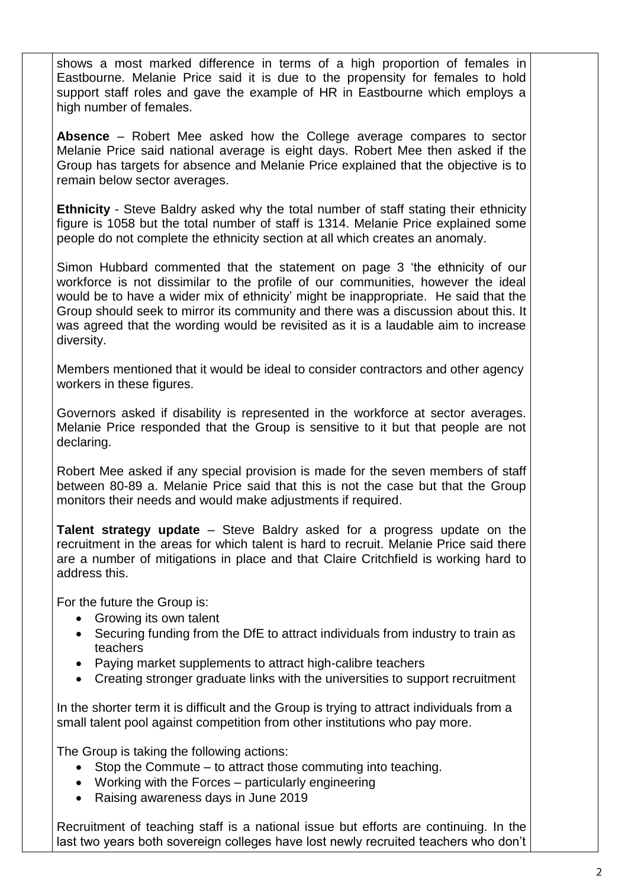shows a most marked difference in terms of a high proportion of females in Eastbourne. Melanie Price said it is due to the propensity for females to hold support staff roles and gave the example of HR in Eastbourne which employs a high number of females.

**Absence** – Robert Mee asked how the College average compares to sector Melanie Price said national average is eight days. Robert Mee then asked if the Group has targets for absence and Melanie Price explained that the objective is to remain below sector averages.

**Ethnicity** - Steve Baldry asked why the total number of staff stating their ethnicity figure is 1058 but the total number of staff is 1314. Melanie Price explained some people do not complete the ethnicity section at all which creates an anomaly.

Simon Hubbard commented that the statement on page 3 'the ethnicity of our workforce is not dissimilar to the profile of our communities, however the ideal would be to have a wider mix of ethnicity' might be inappropriate. He said that the Group should seek to mirror its community and there was a discussion about this. It was agreed that the wording would be revisited as it is a laudable aim to increase diversity.

Members mentioned that it would be ideal to consider contractors and other agency workers in these figures.

Governors asked if disability is represented in the workforce at sector averages. Melanie Price responded that the Group is sensitive to it but that people are not declaring.

Robert Mee asked if any special provision is made for the seven members of staff between 80-89 a. Melanie Price said that this is not the case but that the Group monitors their needs and would make adjustments if required.

**Talent strategy update** – Steve Baldry asked for a progress update on the recruitment in the areas for which talent is hard to recruit. Melanie Price said there are a number of mitigations in place and that Claire Critchfield is working hard to address this.

For the future the Group is:

- Growing its own talent
- Securing funding from the DfE to attract individuals from industry to train as teachers
- Paying market supplements to attract high-calibre teachers
- Creating stronger graduate links with the universities to support recruitment

In the shorter term it is difficult and the Group is trying to attract individuals from a small talent pool against competition from other institutions who pay more.

The Group is taking the following actions:

- Stop the Commute – to attract those commuting into teaching.
- Working with the Forces – particularly engineering
- Raising awareness days in June 2019

Recruitment of teaching staff is a national issue but efforts are continuing. In the last two years both sovereign colleges have lost newly recruited teachers who don't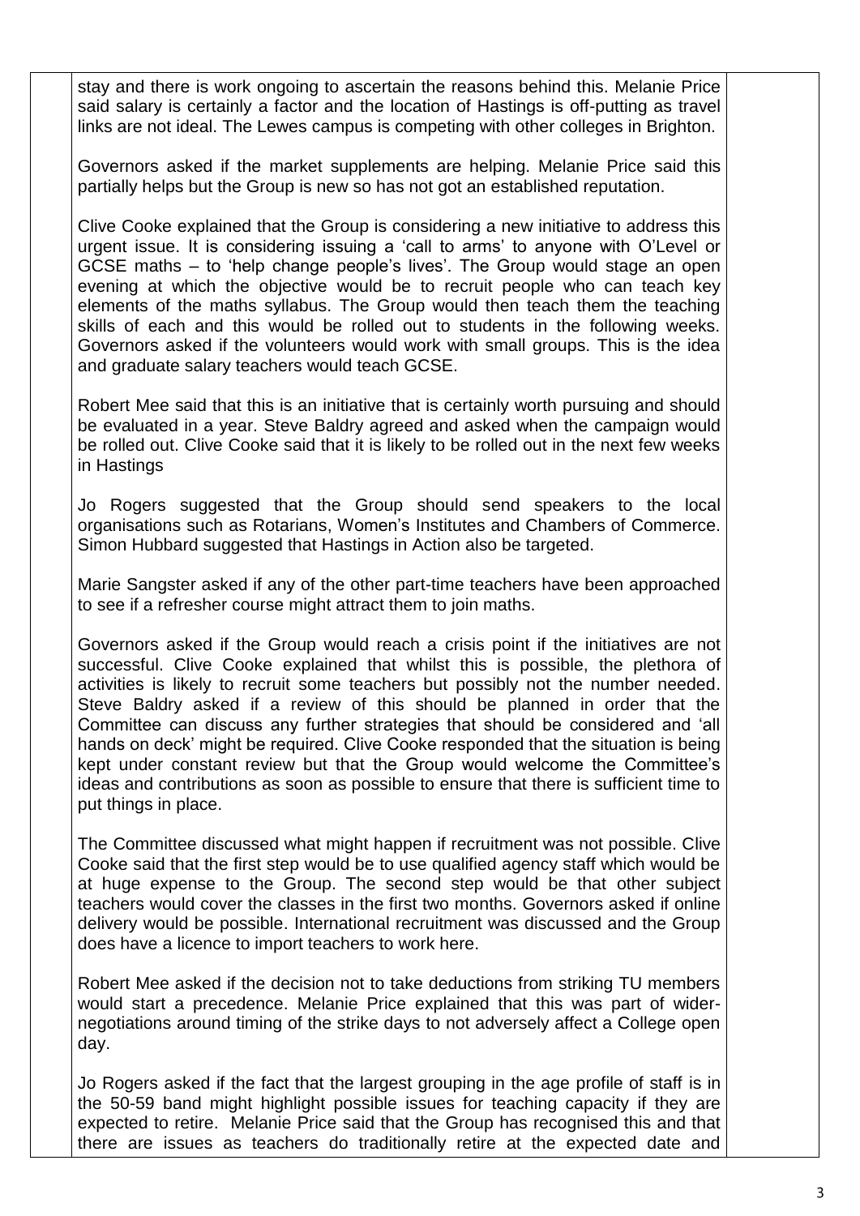stay and there is work ongoing to ascertain the reasons behind this. Melanie Price said salary is certainly a factor and the location of Hastings is off-putting as travel links are not ideal. The Lewes campus is competing with other colleges in Brighton.

Governors asked if the market supplements are helping. Melanie Price said this partially helps but the Group is new so has not got an established reputation.

Clive Cooke explained that the Group is considering a new initiative to address this urgent issue. It is considering issuing a 'call to arms' to anyone with O'Level or GCSE maths – to 'help change people's lives'. The Group would stage an open evening at which the objective would be to recruit people who can teach key elements of the maths syllabus. The Group would then teach them the teaching skills of each and this would be rolled out to students in the following weeks. Governors asked if the volunteers would work with small groups. This is the idea and graduate salary teachers would teach GCSE.

Robert Mee said that this is an initiative that is certainly worth pursuing and should be evaluated in a year. Steve Baldry agreed and asked when the campaign would be rolled out. Clive Cooke said that it is likely to be rolled out in the next few weeks in Hastings

Jo Rogers suggested that the Group should send speakers to the local organisations such as Rotarians, Women's Institutes and Chambers of Commerce. Simon Hubbard suggested that Hastings in Action also be targeted.

Marie Sangster asked if any of the other part-time teachers have been approached to see if a refresher course might attract them to join maths.

Governors asked if the Group would reach a crisis point if the initiatives are not successful. Clive Cooke explained that whilst this is possible, the plethora of activities is likely to recruit some teachers but possibly not the number needed. Steve Baldry asked if a review of this should be planned in order that the Committee can discuss any further strategies that should be considered and 'all hands on deck' might be required. Clive Cooke responded that the situation is being kept under constant review but that the Group would welcome the Committee's ideas and contributions as soon as possible to ensure that there is sufficient time to put things in place.

The Committee discussed what might happen if recruitment was not possible. Clive Cooke said that the first step would be to use qualified agency staff which would be at huge expense to the Group. The second step would be that other subject teachers would cover the classes in the first two months. Governors asked if online delivery would be possible. International recruitment was discussed and the Group does have a licence to import teachers to work here.

Robert Mee asked if the decision not to take deductions from striking TU members would start a precedence. Melanie Price explained that this was part of wider-negotiations around timing of the strike days to not adversely affect a College open day.

Jo Rogers asked if the fact that the largest grouping in the age profile of staff is in the 50-59 band might highlight possible issues for teaching capacity if they are expected to retire. Melanie Price said that the Group has recognised this and that there are issues as teachers do traditionally retire at the expected date and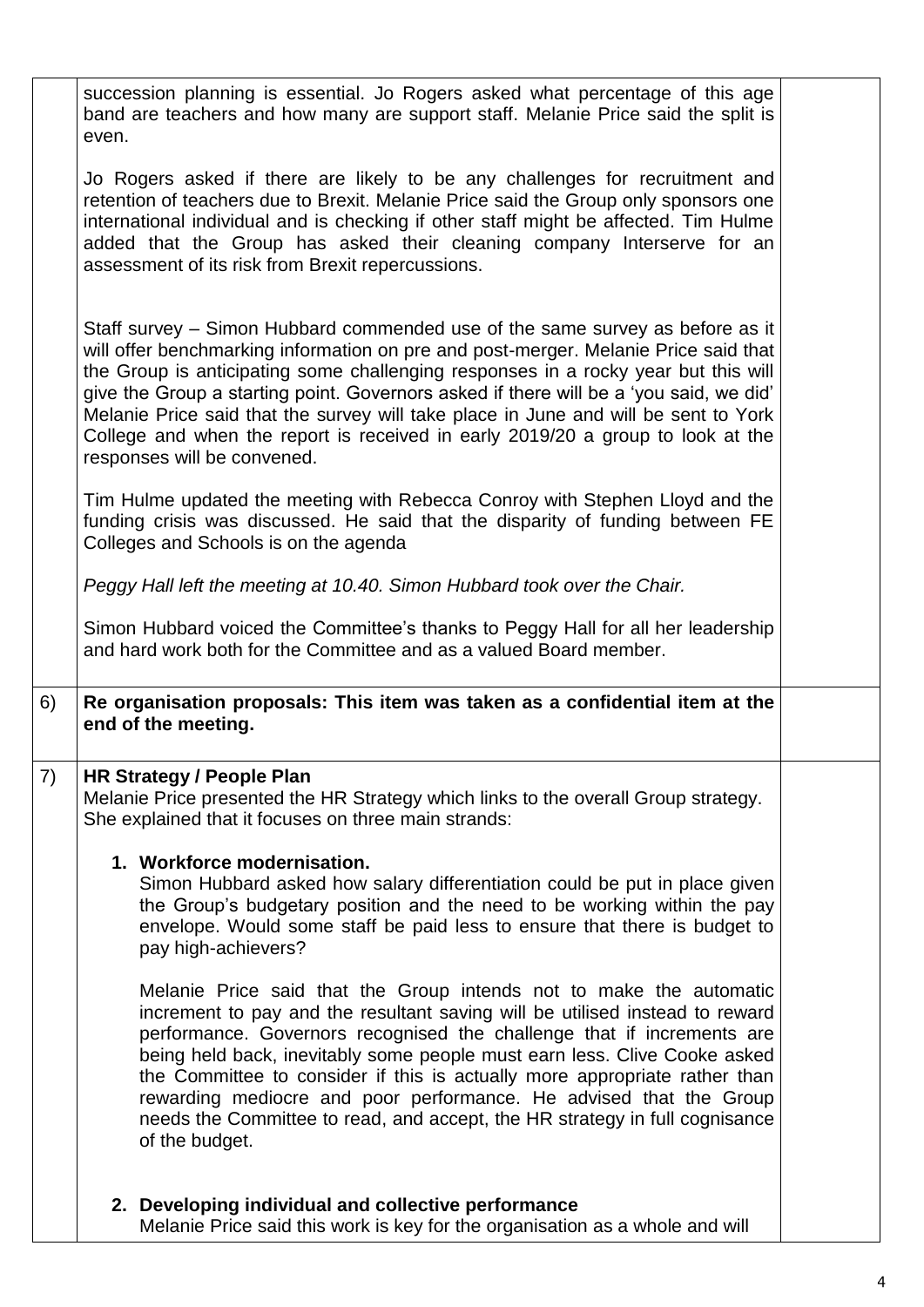| | | |
|---|---|---|
| | succession planning is essential. Jo Rogers asked what percentage of this age band are teachers and how many are support staff. Melanie Price said the split is even.<br><br>Jo Rogers asked if there are likely to be any challenges for recruitment and retention of teachers due to Brexit. Melanie Price said the Group only sponsors one international individual and is checking if other staff might be affected. Tim Hulme added that the Group has asked their cleaning company Interserve for an assessment of its risk from Brexit repercussions.<br><br>Staff survey – Simon Hubbard commended use of the same survey as before as it will offer benchmarking information on pre and post-merger. Melanie Price said that the Group is anticipating some challenging responses in a rocky year but this will give the Group a starting point. Governors asked if there will be a 'you said, we did' Melanie Price said that the survey will take place in June and will be sent to York College and when the report is received in early 2019/20 a group to look at the responses will be convened.<br><br>Tim Hulme updated the meeting with Rebecca Conroy with Stephen Lloyd and the funding crisis was discussed. He said that the disparity of funding between FE Colleges and Schools is on the agenda<br><br>*Peggy Hall left the meeting at 10.40. Simon Hubbard took over the Chair.*<br><br>Simon Hubbard voiced the Committee's thanks to Peggy Hall for all her leadership and hard work both for the Committee and as a valued Board member. | |
| 6) | **Re organisation proposals: This item was taken as a confidential item at the end of the meeting.** | |
| 7) | **HR Strategy / People Plan**<br>Melanie Price presented the HR Strategy which links to the overall Group strategy. She explained that it focuses on three main strands:<br><br>**1. Workforce modernisation.**<br>Simon Hubbard asked how salary differentiation could be put in place given the Group's budgetary position and the need to be working within the pay envelope. Would some staff be paid less to ensure that there is budget to pay high-achievers?<br><br>Melanie Price said that the Group intends not to make the automatic increment to pay and the resultant saving will be utilised instead to reward performance. Governors recognised the challenge that if increments are being held back, inevitably some people must earn less. Clive Cooke asked the Committee to consider if this is actually more appropriate rather than rewarding mediocre and poor performance. He advised that the Group needs the Committee to read, and accept, the HR strategy in full cognisance of the budget.<br><br>**2. Developing individual and collective performance**<br>Melanie Price said this work is key for the organisation as a whole and will | |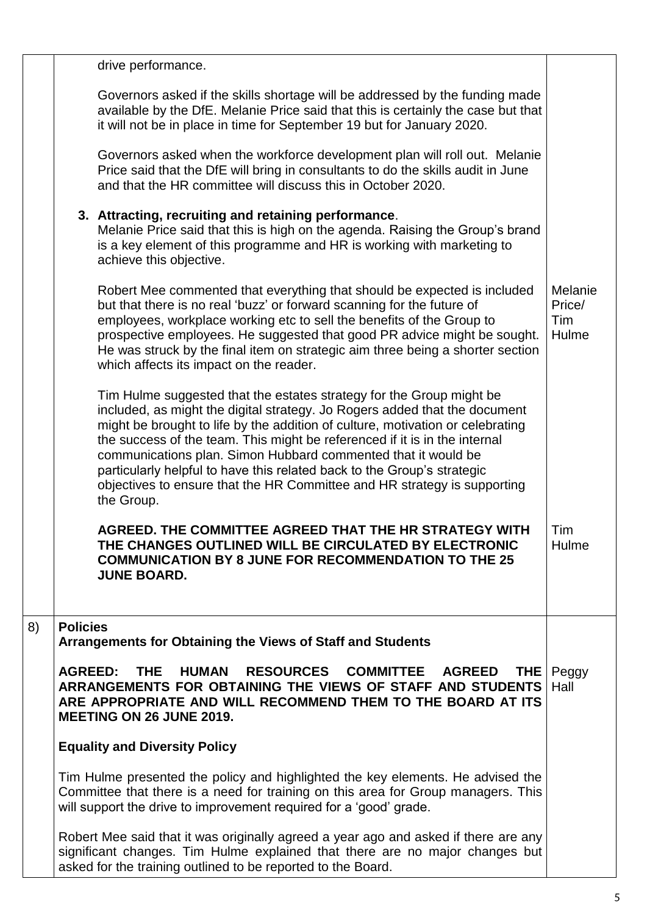| | | |
|---|---|---|
| | drive performance.<br><br>Governors asked if the skills shortage will be addressed by the funding made available by the DfE. Melanie Price said that this is certainly the case but that it will not be in place in time for September 19 but for January 2020.<br><br>Governors asked when the workforce development plan will roll out. Melanie Price said that the DfE will bring in consultants to do the skills audit in June and that the HR committee will discuss this in October 2020.<br><br>**3. Attracting, recruiting and retaining performance**.<br>Melanie Price said that this is high on the agenda. Raising the Group's brand is a key element of this programme and HR is working with marketing to achieve this objective.<br><br>Robert Mee commented that everything that should be expected is included but that there is no real 'buzz' or forward scanning for the future of employees, workplace working etc to sell the benefits of the Group to prospective employees. He suggested that good PR advice might be sought. He was struck by the final item on strategic aim three being a shorter section which affects its impact on the reader.<br><br>Tim Hulme suggested that the estates strategy for the Group might be included, as might the digital strategy. Jo Rogers added that the document might be brought to life by the addition of culture, motivation or celebrating the success of the team. This might be referenced if it is in the internal communications plan. Simon Hubbard commented that it would be particularly helpful to have this related back to the Group's strategic objectives to ensure that the HR Committee and HR strategy is supporting the Group.<br><br>**AGREED. THE COMMITTEE AGREED THAT THE HR STRATEGY WITH THE CHANGES OUTLINED WILL BE CIRCULATED BY ELECTRONIC COMMUNICATION BY 8 JUNE FOR RECOMMENDATION TO THE 25 JUNE BOARD.** | Melanie Price/ Tim Hulme<br><br>Tim Hulme |
| 8) | **Policies**<br>**Arrangements for Obtaining the Views of Staff and Students**<br><br>**AGREED: THE HUMAN RESOURCES COMMITTEE AGREED THE ARRANGEMENTS FOR OBTAINING THE VIEWS OF STAFF AND STUDENTS ARE APPROPRIATE AND WILL RECOMMEND THEM TO THE BOARD AT ITS MEETING ON 26 JUNE 2019.**<br><br>**Equality and Diversity Policy**<br><br>Tim Hulme presented the policy and highlighted the key elements. He advised the Committee that there is a need for training on this area for Group managers. This will support the drive to improvement required for a 'good' grade.<br><br>Robert Mee said that it was originally agreed a year ago and asked if there are any significant changes. Tim Hulme explained that there are no major changes but asked for the training outlined to be reported to the Board. | Peggy Hall |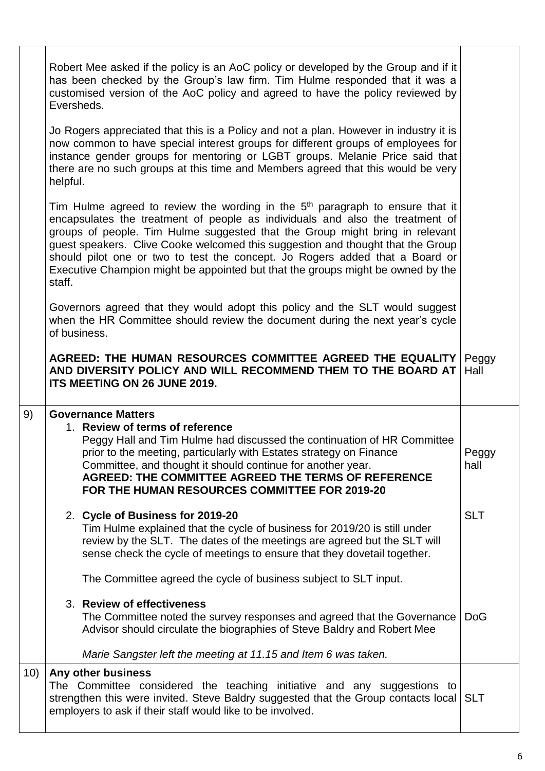| | | |
|---|---|---|
| | Robert Mee asked if the policy is an AoC policy or developed by the Group and if it has been checked by the Group's law firm. Tim Hulme responded that it was a customised version of the AoC policy and agreed to have the policy reviewed by Eversheds.<br><br>Jo Rogers appreciated that this is a Policy and not a plan. However in industry it is now common to have special interest groups for different groups of employees for instance gender groups for mentoring or LGBT groups. Melanie Price said that there are no such groups at this time and Members agreed that this would be very helpful.<br><br>Tim Hulme agreed to review the wording in the 5th paragraph to ensure that it encapsulates the treatment of people as individuals and also the treatment of groups of people. Tim Hulme suggested that the Group might bring in relevant guest speakers. Clive Cooke welcomed this suggestion and thought that the Group should pilot one or two to test the concept. Jo Rogers added that a Board or Executive Champion might be appointed but that the groups might be owned by the staff.<br><br>Governors agreed that they would adopt this policy and the SLT would suggest when the HR Committee should review the document during the next year's cycle of business.<br><br>**AGREED: THE HUMAN RESOURCES COMMITTEE AGREED THE EQUALITY AND DIVERSITY POLICY AND WILL RECOMMEND THEM TO THE BOARD AT ITS MEETING ON 26 JUNE 2019.** | Peggy Hall |
| 9) | **Governance Matters**<br>1. **Review of terms of reference**<br>Peggy Hall and Tim Hulme had discussed the continuation of HR Committee prior to the meeting, particularly with Estates strategy on Finance Committee, and thought it should continue for another year.<br>**AGREED: THE COMMITTEE AGREED THE TERMS OF REFERENCE FOR THE HUMAN RESOURCES COMMITTEE FOR 2019-20**<br><br>2. **Cycle of Business for 2019-20**<br>Tim Hulme explained that the cycle of business for 2019/20 is still under review by the SLT. The dates of the meetings are agreed but the SLT will sense check the cycle of meetings to ensure that they dovetail together.<br><br>The Committee agreed the cycle of business subject to SLT input.<br><br>3. **Review of effectiveness**<br>The Committee noted the survey responses and agreed that the Governance Advisor should circulate the biographies of Steve Baldry and Robert Mee<br><br>*Marie Sangster left the meeting at 11.15 and Item 6 was taken.* | Peggy hall<br><br>SLT<br><br>DoG |
| 10) | **Any other business**<br>The Committee considered the teaching initiative and any suggestions to strengthen this were invited. Steve Baldry suggested that the Group contacts local employers to ask if their staff would like to be involved. | SLT |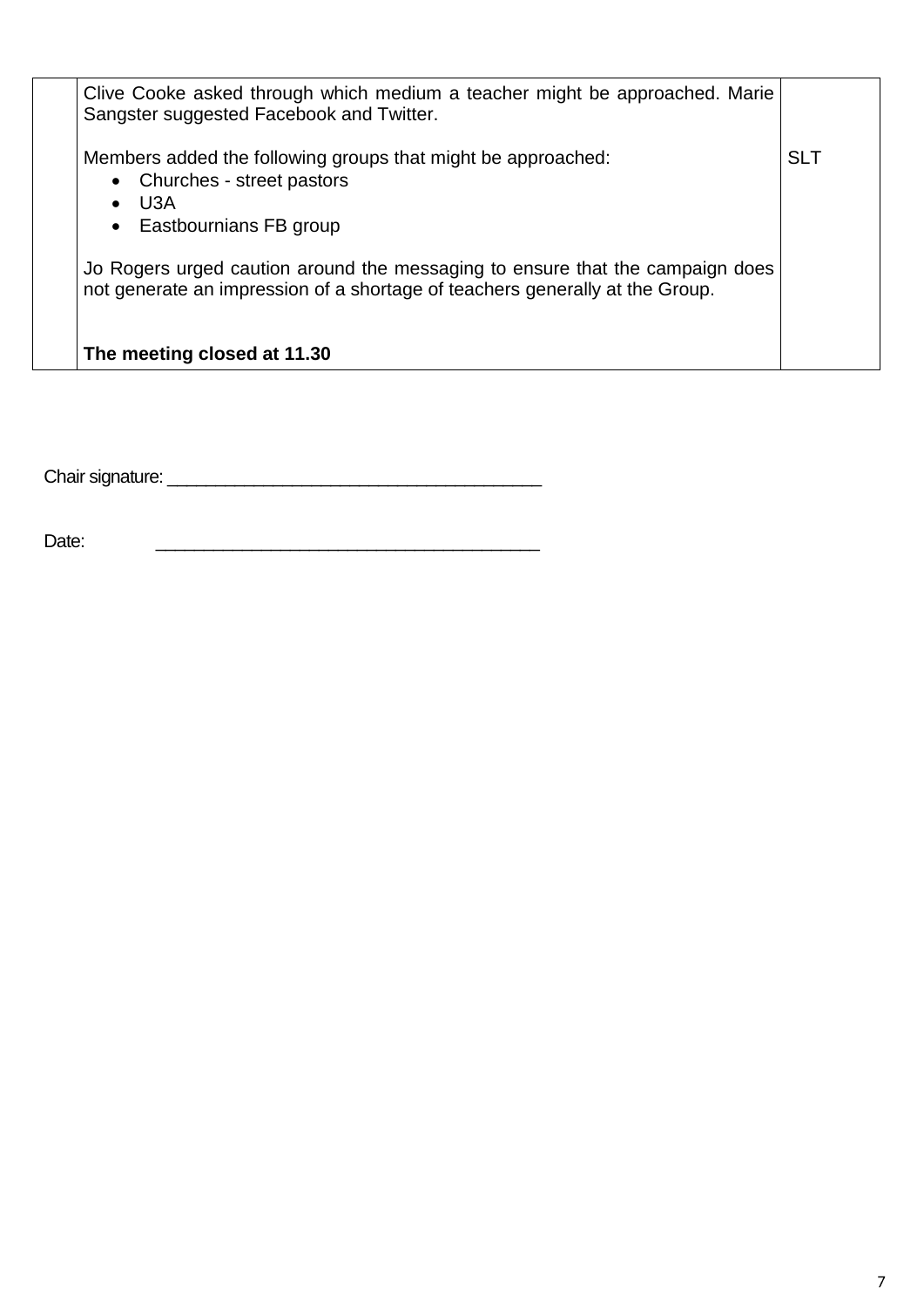| | | |
|---|---|---|
| | Clive Cooke asked through which medium a teacher might be approached. Marie Sangster suggested Facebook and Twitter.<br><br>Members added the following groups that might be approached:<br>• Churches - street pastors<br>• U3A<br>• Eastbournians FB group<br><br>Jo Rogers urged caution around the messaging to ensure that the campaign does not generate an impression of a shortage of teachers generally at the Group.<br><br>**The meeting closed at 11.30** | SLT |

Chair signature: ______________________________________

Date: ______________________________________